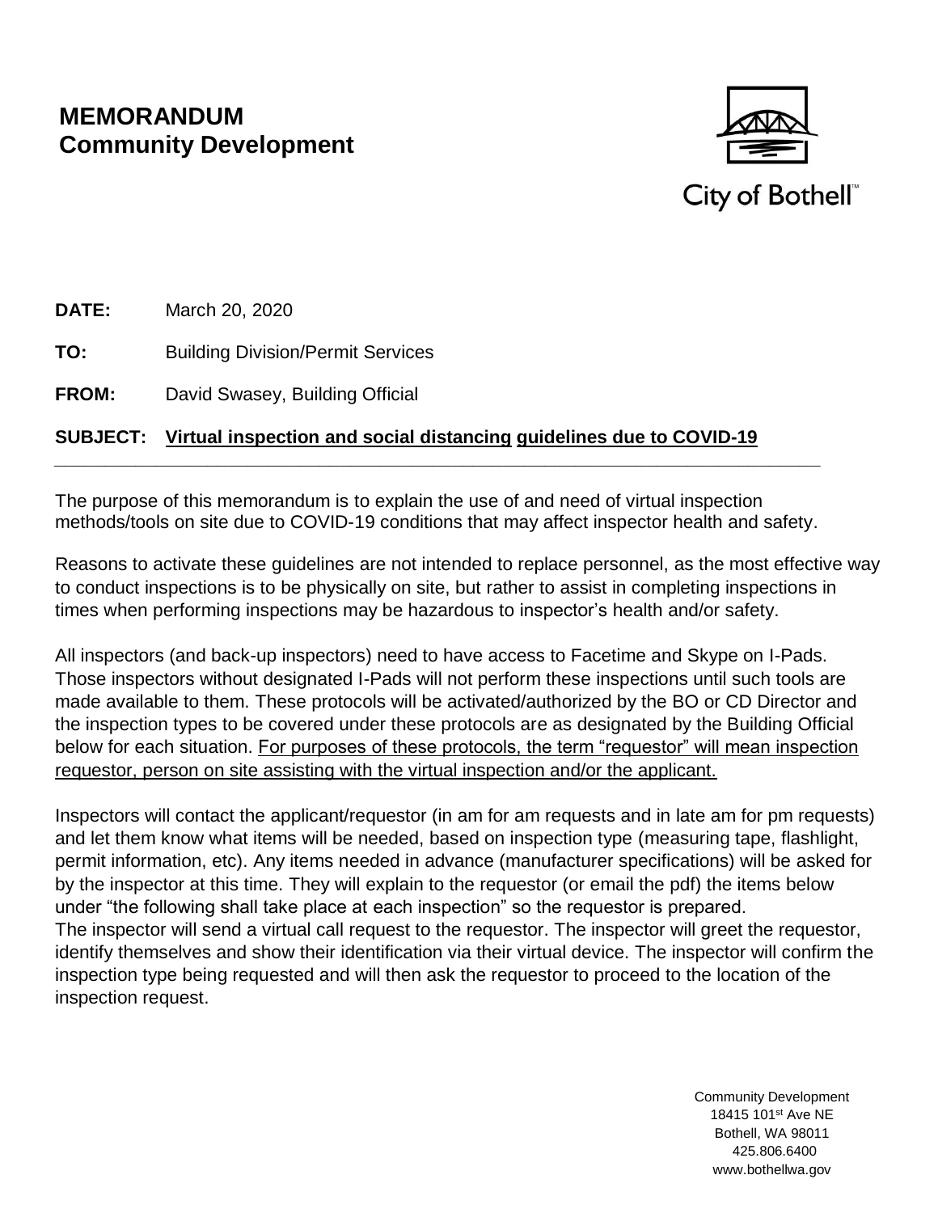# MEMORANDUM
## Community Development

City of Bothell™

**DATE:** March 20, 2020

**TO:** Building Division/Permit Services

**FROM:** David Swasey, Building Official

**SUBJECT:** **Virtual inspection and social distancing guidelines due to COVID-19**

---

The purpose of this memorandum is to explain the use of and need of virtual inspection methods/tools on site due to COVID-19 conditions that may affect inspector health and safety.

Reasons to activate these guidelines are not intended to replace personnel, as the most effective way to conduct inspections is to be physically on site, but rather to assist in completing inspections in times when performing inspections may be hazardous to inspector's health and/or safety.

All inspectors (and back-up inspectors) need to have access to Facetime and Skype on I-Pads. Those inspectors without designated I-Pads will not perform these inspections until such tools are made available to them. These protocols will be activated/authorized by the BO or CD Director and the inspection types to be covered under these protocols are as designated by the Building Official below for each situation. For purposes of these protocols, the term "requestor" will mean inspection requestor, person on site assisting with the virtual inspection and/or the applicant.

Inspectors will contact the applicant/requestor (in am for am requests and in late am for pm requests) and let them know what items will be needed, based on inspection type (measuring tape, flashlight, permit information, etc). Any items needed in advance (manufacturer specifications) will be asked for by the inspector at this time. They will explain to the requestor (or email the pdf) the items below under "the following shall take place at each inspection" so the requestor is prepared.
The inspector will send a virtual call request to the requestor. The inspector will greet the requestor, identify themselves and show their identification via their virtual device. The inspector will confirm the inspection type being requested and will then ask the requestor to proceed to the location of the inspection request.

Community Development
18415 101st Ave NE
Bothell, WA 98011
425.806.6400
www.bothellwa.gov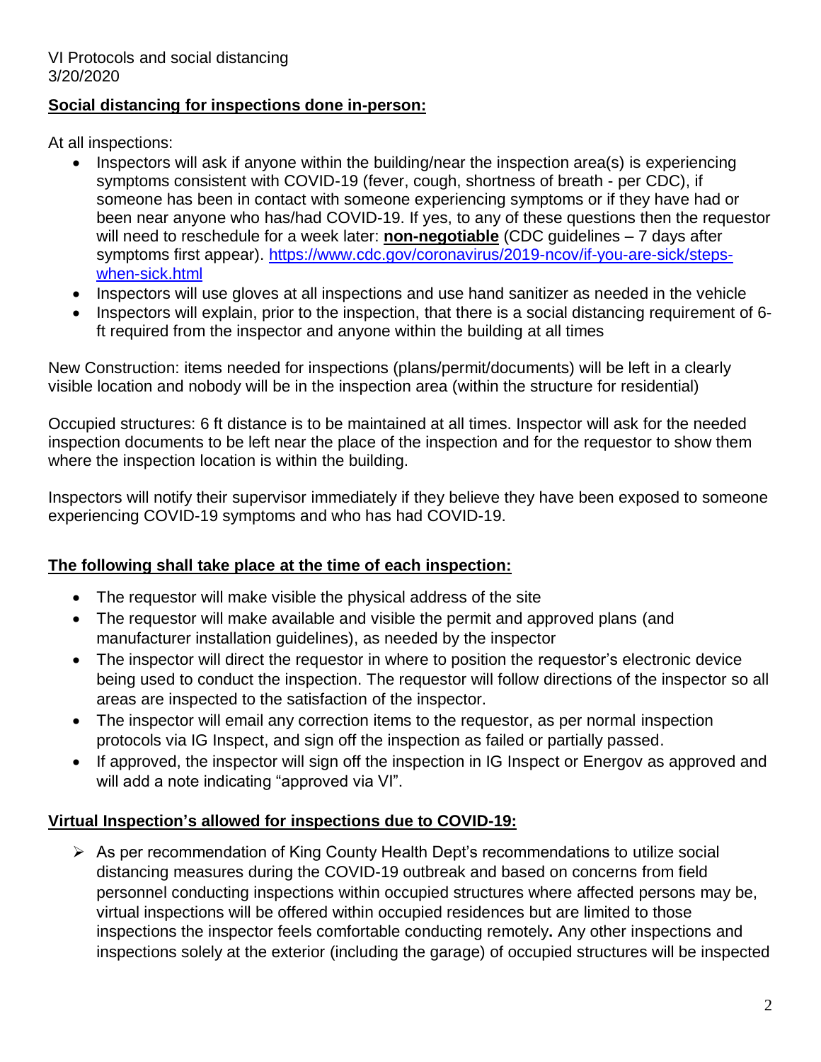VI Protocols and social distancing
3/20/2020

**Social distancing for inspections done in-person:**

At all inspections:

- Inspectors will ask if anyone within the building/near the inspection area(s) is experiencing symptoms consistent with COVID-19 (fever, cough, shortness of breath - per CDC), if someone has been in contact with someone experiencing symptoms or if they have had or been near anyone who has/had COVID-19. If yes, to any of these questions then the requestor will need to reschedule for a week later: **non-negotiable** (CDC guidelines – 7 days after symptoms first appear). [https://www.cdc.gov/coronavirus/2019-ncov/if-you-are-sick/steps-when-sick.html](https://www.cdc.gov/coronavirus/2019-ncov/if-you-are-sick/steps-when-sick.html)
- Inspectors will use gloves at all inspections and use hand sanitizer as needed in the vehicle
- Inspectors will explain, prior to the inspection, that there is a social distancing requirement of 6-ft required from the inspector and anyone within the building at all times

New Construction: items needed for inspections (plans/permit/documents) will be left in a clearly visible location and nobody will be in the inspection area (within the structure for residential)

Occupied structures: 6 ft distance is to be maintained at all times. Inspector will ask for the needed inspection documents to be left near the place of the inspection and for the requestor to show them where the inspection location is within the building.

Inspectors will notify their supervisor immediately if they believe they have been exposed to someone experiencing COVID-19 symptoms and who has had COVID-19.

**The following shall take place at the time of each inspection:**

- The requestor will make visible the physical address of the site
- The requestor will make available and visible the permit and approved plans (and manufacturer installation guidelines), as needed by the inspector
- The inspector will direct the requestor in where to position the requestor's electronic device being used to conduct the inspection. The requestor will follow directions of the inspector so all areas are inspected to the satisfaction of the inspector.
- The inspector will email any correction items to the requestor, as per normal inspection protocols via IG Inspect, and sign off the inspection as failed or partially passed.
- If approved, the inspector will sign off the inspection in IG Inspect or Energov as approved and will add a note indicating "approved via VI".

**Virtual Inspection's allowed for inspections due to COVID-19:**

- As per recommendation of King County Health Dept's recommendations to utilize social distancing measures during the COVID-19 outbreak and based on concerns from field personnel conducting inspections within occupied structures where affected persons may be, virtual inspections will be offered within occupied residences but are limited to those inspections the inspector feels comfortable conducting remotely**.** Any other inspections and inspections solely at the exterior (including the garage) of occupied structures will be inspected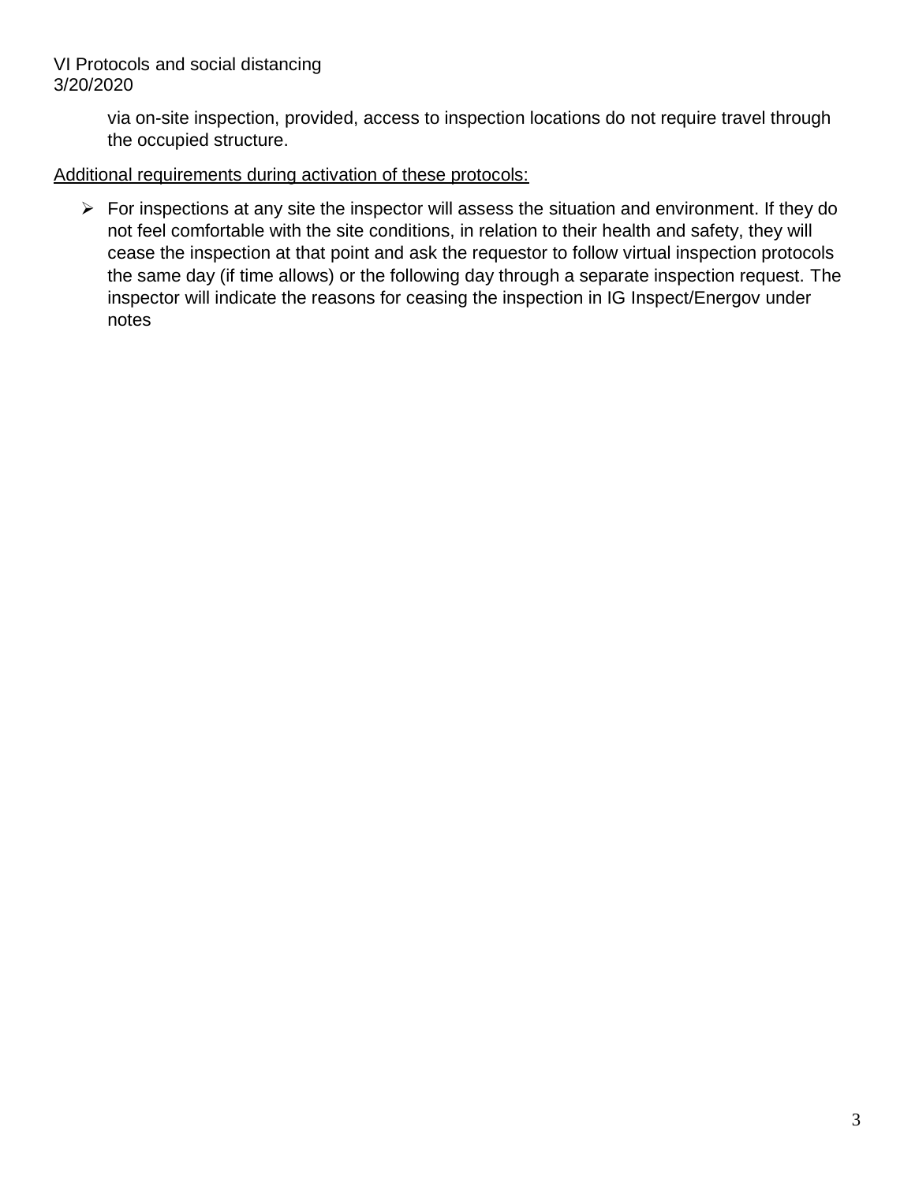via on-site inspection, provided, access to inspection locations do not require travel through the occupied structure.

Additional requirements during activation of these protocols:

- For inspections at any site the inspector will assess the situation and environment. If they do not feel comfortable with the site conditions, in relation to their health and safety, they will cease the inspection at that point and ask the requestor to follow virtual inspection protocols the same day (if time allows) or the following day through a separate inspection request. The inspector will indicate the reasons for ceasing the inspection in IG Inspect/Energov under notes